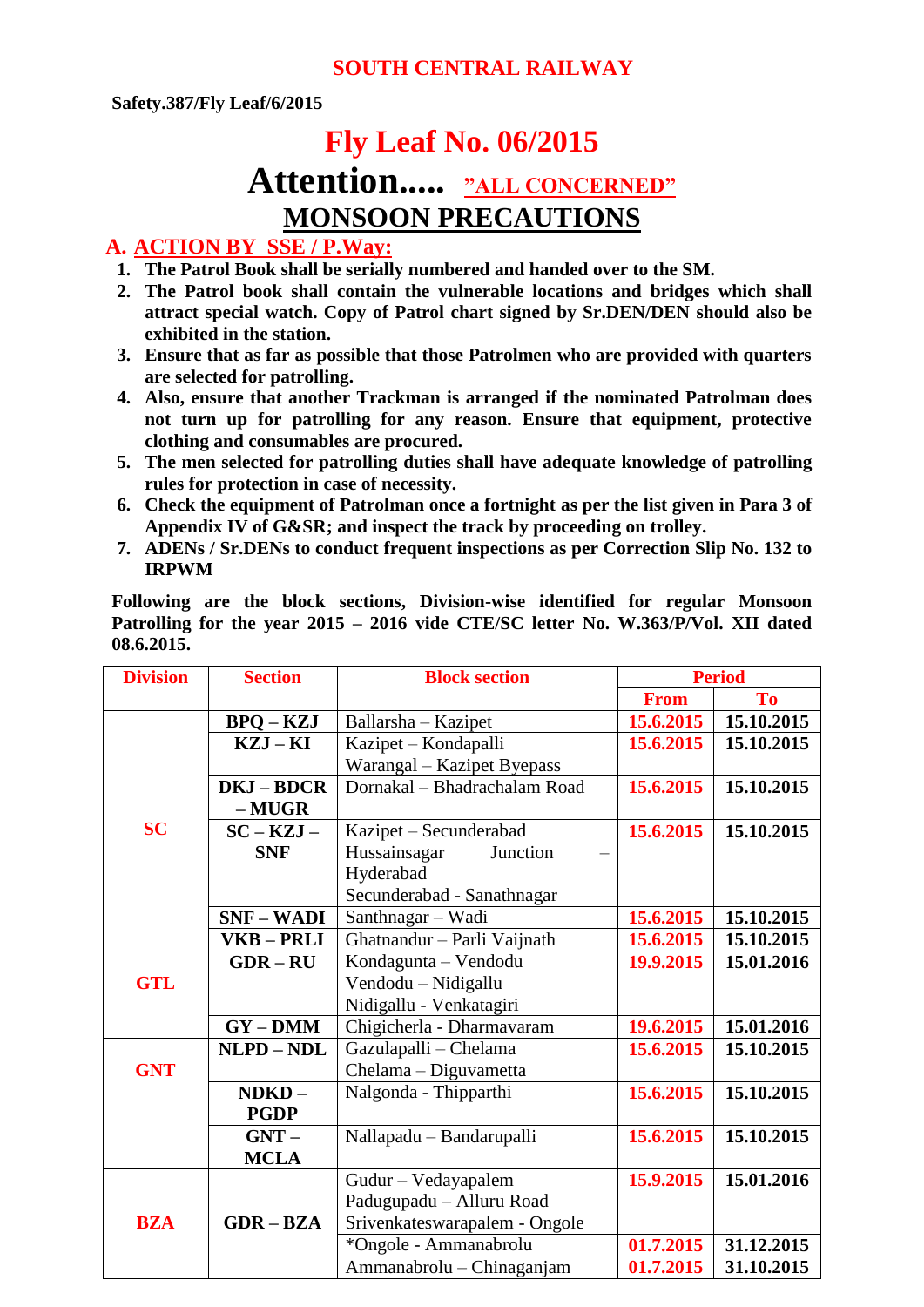SOUTH CENTRAL RAILWAY

**Safety.387/Fly Leaf/6/2015**

# Fly Leaf No. 06/2015

# Attention..... "ALL CONCERNED"

# MONSOON PRECAUTIONS

## A. ACTION BY SSE / P.Way:

1. **The Patrol Book shall be serially numbered and handed over to the SM.**
2. **The Patrol book shall contain the vulnerable locations and bridges which shall attract special watch. Copy of Patrol chart signed by Sr.DEN/DEN should also be exhibited in the station.**
3. **Ensure that as far as possible that those Patrolmen who are provided with quarters are selected for patrolling.**
4. **Also, ensure that another Trackman is arranged if the nominated Patrolman does not turn up for patrolling for any reason. Ensure that equipment, protective clothing and consumables are procured.**
5. **The men selected for patrolling duties shall have adequate knowledge of patrolling rules for protection in case of necessity.**
6. **Check the equipment of Patrolman once a fortnight as per the list given in Para 3 of Appendix IV of G&SR; and inspect the track by proceeding on trolley.**
7. **ADENs / Sr.DENs to conduct frequent inspections as per Correction Slip No. 132 to IRPWM**

**Following are the block sections, Division-wise identified for regular Monsoon Patrolling for the year 2015 – 2016 vide CTE/SC letter No. W.363/P/Vol. XII dated 08.6.2015.**

| Division | Section | Block section | Period | |
|---|---|---|---|---|
| | | | From | To |
| SC | BPQ – KZJ | Ballarsha – Kazipet | 15.6.2015 | 15.10.2015 |
| | KZJ – KI | Kazipet – Kondapalli<br>Warangal – Kazipet Byepass | 15.6.2015 | 15.10.2015 |
| | DKJ – BDCR – MUGR | Dornakal – Bhadrachalam Road | 15.6.2015 | 15.10.2015 |
| | SC – KZJ – SNF | Kazipet – Secunderabad<br>Hussainsagar Junction – Hyderabad<br>Secunderabad - Sanathnagar | 15.6.2015 | 15.10.2015 |
| | SNF – WADI | Santhnagar – Wadi | 15.6.2015 | 15.10.2015 |
| | VKB – PRLI | Ghatnandur – Parli Vaijnath | 15.6.2015 | 15.10.2015 |
| GTL | GDR – RU | Kondagunta – Vendodu<br>Vendodu – Nidigallu<br>Nidigallu - Venkatagiri | 19.9.2015 | 15.01.2016 |
| | GY – DMM | Chigicherla - Dharmavaram | 19.6.2015 | 15.01.2016 |
| GNT | NLPD – NDL | Gazulapalli – Chelama<br>Chelama – Diguvametta | 15.6.2015 | 15.10.2015 |
| | NDKD – PGDP | Nalgonda - Thipparthi | 15.6.2015 | 15.10.2015 |
| | GNT – MCLA | Nallapadu – Bandarupalli | 15.6.2015 | 15.10.2015 |
| BZA | GDR – BZA | Gudur – Vedayapalem<br>Padugupadu – Alluru Road<br>Srivenkateswarapalem - Ongole | 15.9.2015 | 15.01.2016 |
| | | *Ongole - Ammanabrolu | 01.7.2015 | 31.12.2015 |
| | | Ammanabrolu – Chinaganjam | 01.7.2015 | 31.10.2015 |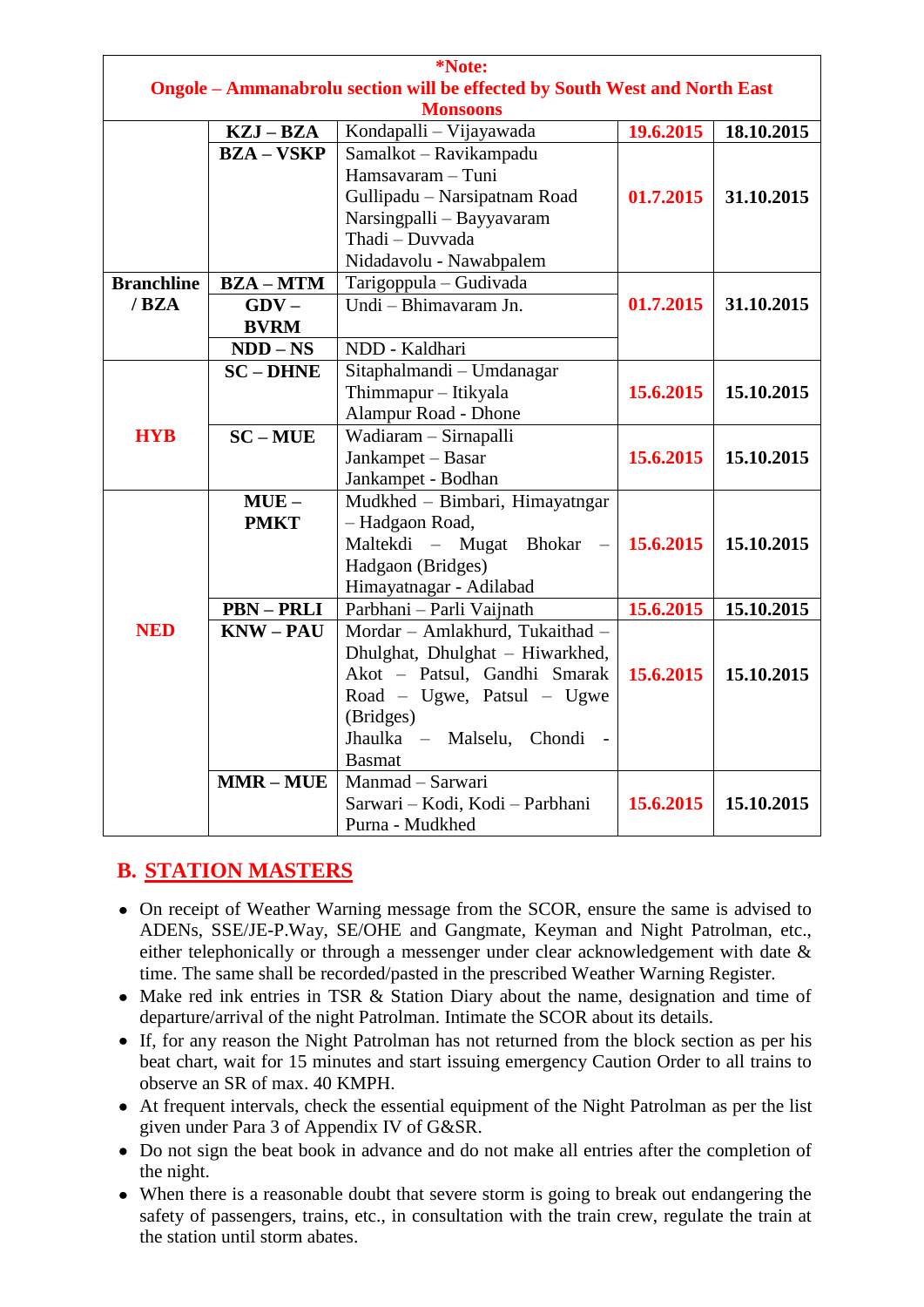| *Note: Ongole – Ammanabrolu section will be effected by South West and North East Monsoons | | | | |
|---|---|---|---|---|
| | KZJ – BZA | Kondapalli – Vijayawada | 19.6.2015 | 18.10.2015 |
| | BZA – VSKP | Samalkot – Ravikampadu<br>Hamsavaram – Tuni<br>Gullipadu – Narsipatnam Road<br>Narsingpalli – Bayyavaram<br>Thadi – Duvvada<br>Nidadavolu - Nawabpalem | 01.7.2015 | 31.10.2015 |
| Branchline / BZA | BZA – MTM | Tarigoppula – Gudivada | 01.7.2015 | 31.10.2015 |
| | GDV – BVRM | Undi – Bhimavaram Jn. | | |
| | NDD – NS | NDD - Kaldhari | | |
| HYB | SC – DHNE | Sitaphalmandi – Umdanagar<br>Thimmapur – Itikyala<br>Alampur Road - Dhone | 15.6.2015 | 15.10.2015 |
| | SC – MUE | Wadiaram – Sirnapalli<br>Jankampet – Basar<br>Jankampet - Bodhan | 15.6.2015 | 15.10.2015 |
| NED | MUE – PMKT | Mudkhed – Bimbari, Himayatngar – Hadgaon Road,<br>Maltekdi – Mugat Bhokar – Hadgaon (Bridges)<br>Himayatnagar - Adilabad | 15.6.2015 | 15.10.2015 |
| | PBN – PRLI | Parbhani – Parli Vaijnath | 15.6.2015 | 15.10.2015 |
| | KNW – PAU | Mordar – Amlakhurd, Tukaithad – Dhulghat, Dhulghat – Hiwarkhed, Akot – Patsul, Gandhi Smarak Road – Ugwe, Patsul – Ugwe (Bridges)<br>Jhaulka – Malselu, Chondi - Basmat | 15.6.2015 | 15.10.2015 |
| | MMR – MUE | Manmad – Sarwari<br>Sarwari – Kodi, Kodi – Parbhani<br>Purna - Mudkhed | 15.6.2015 | 15.10.2015 |

## B. STATION MASTERS

- On receipt of Weather Warning message from the SCOR, ensure the same is advised to ADENs, SSE/JE-P.Way, SE/OHE and Gangmate, Keyman and Night Patrolman, etc., either telephonically or through a messenger under clear acknowledgement with date & time. The same shall be recorded/pasted in the prescribed Weather Warning Register.
- Make red ink entries in TSR & Station Diary about the name, designation and time of departure/arrival of the night Patrolman. Intimate the SCOR about its details.
- If, for any reason the Night Patrolman has not returned from the block section as per his beat chart, wait for 15 minutes and start issuing emergency Caution Order to all trains to observe an SR of max. 40 KMPH.
- At frequent intervals, check the essential equipment of the Night Patrolman as per the list given under Para 3 of Appendix IV of G&SR.
- Do not sign the beat book in advance and do not make all entries after the completion of the night.
- When there is a reasonable doubt that severe storm is going to break out endangering the safety of passengers, trains, etc., in consultation with the train crew, regulate the train at the station until storm abates.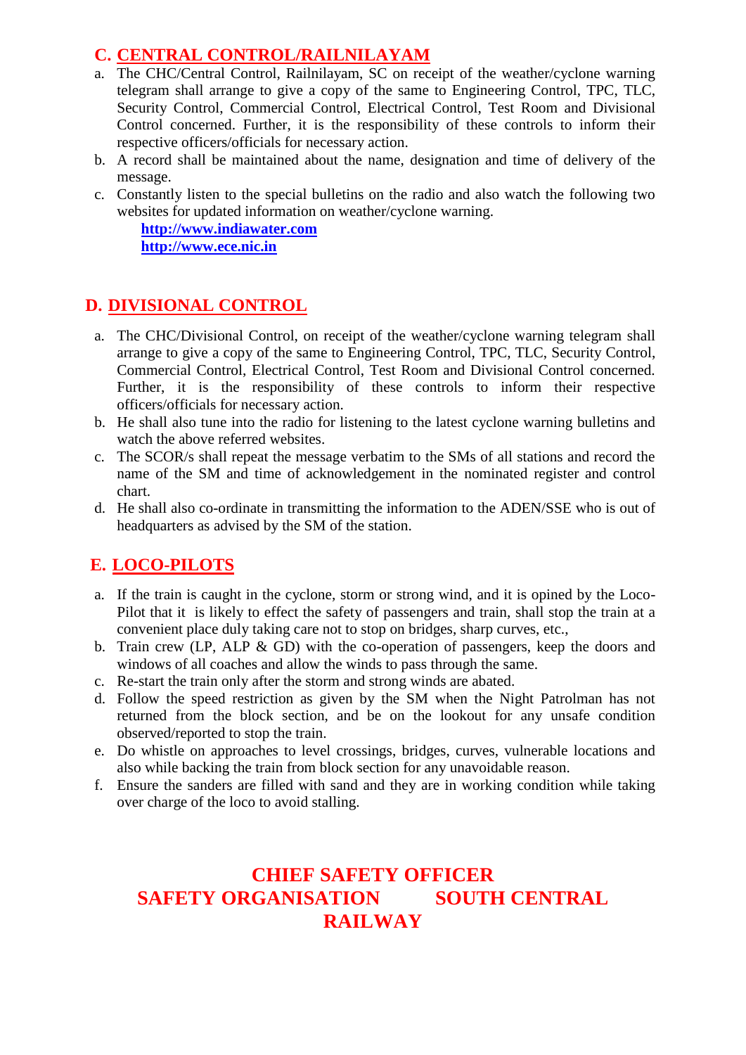## C. CENTRAL CONTROL/RAILNILAYAM

a. The CHC/Central Control, Railnilayam, SC on receipt of the weather/cyclone warning telegram shall arrange to give a copy of the same to Engineering Control, TPC, TLC, Security Control, Commercial Control, Electrical Control, Test Room and Divisional Control concerned. Further, it is the responsibility of these controls to inform their respective officers/officials for necessary action.
b. A record shall be maintained about the name, designation and time of delivery of the message.
c. Constantly listen to the special bulletins on the radio and also watch the following two websites for updated information on weather/cyclone warning.

   **http://www.indiawater.com**
   **http://www.ece.nic.in**

## D. DIVISIONAL CONTROL

a. The CHC/Divisional Control, on receipt of the weather/cyclone warning telegram shall arrange to give a copy of the same to Engineering Control, TPC, TLC, Security Control, Commercial Control, Electrical Control, Test Room and Divisional Control concerned. Further, it is the responsibility of these controls to inform their respective officers/officials for necessary action.
b. He shall also tune into the radio for listening to the latest cyclone warning bulletins and watch the above referred websites.
c. The SCOR/s shall repeat the message verbatim to the SMs of all stations and record the name of the SM and time of acknowledgement in the nominated register and control chart.
d. He shall also co-ordinate in transmitting the information to the ADEN/SSE who is out of headquarters as advised by the SM of the station.

## E. LOCO-PILOTS

a. If the train is caught in the cyclone, storm or strong wind, and it is opined by the Loco-Pilot that it is likely to effect the safety of passengers and train, shall stop the train at a convenient place duly taking care not to stop on bridges, sharp curves, etc.,
b. Train crew (LP, ALP & GD) with the co-operation of passengers, keep the doors and windows of all coaches and allow the winds to pass through the same.
c. Re-start the train only after the storm and strong winds are abated.
d. Follow the speed restriction as given by the SM when the Night Patrolman has not returned from the block section, and be on the lookout for any unsafe condition observed/reported to stop the train.
e. Do whistle on approaches to level crossings, bridges, curves, vulnerable locations and also while backing the train from block section for any unavoidable reason.
f. Ensure the sanders are filled with sand and they are in working condition while taking over charge of the loco to avoid stalling.

**CHIEF SAFETY OFFICER**
**SAFETY ORGANISATION SOUTH CENTRAL RAILWAY**